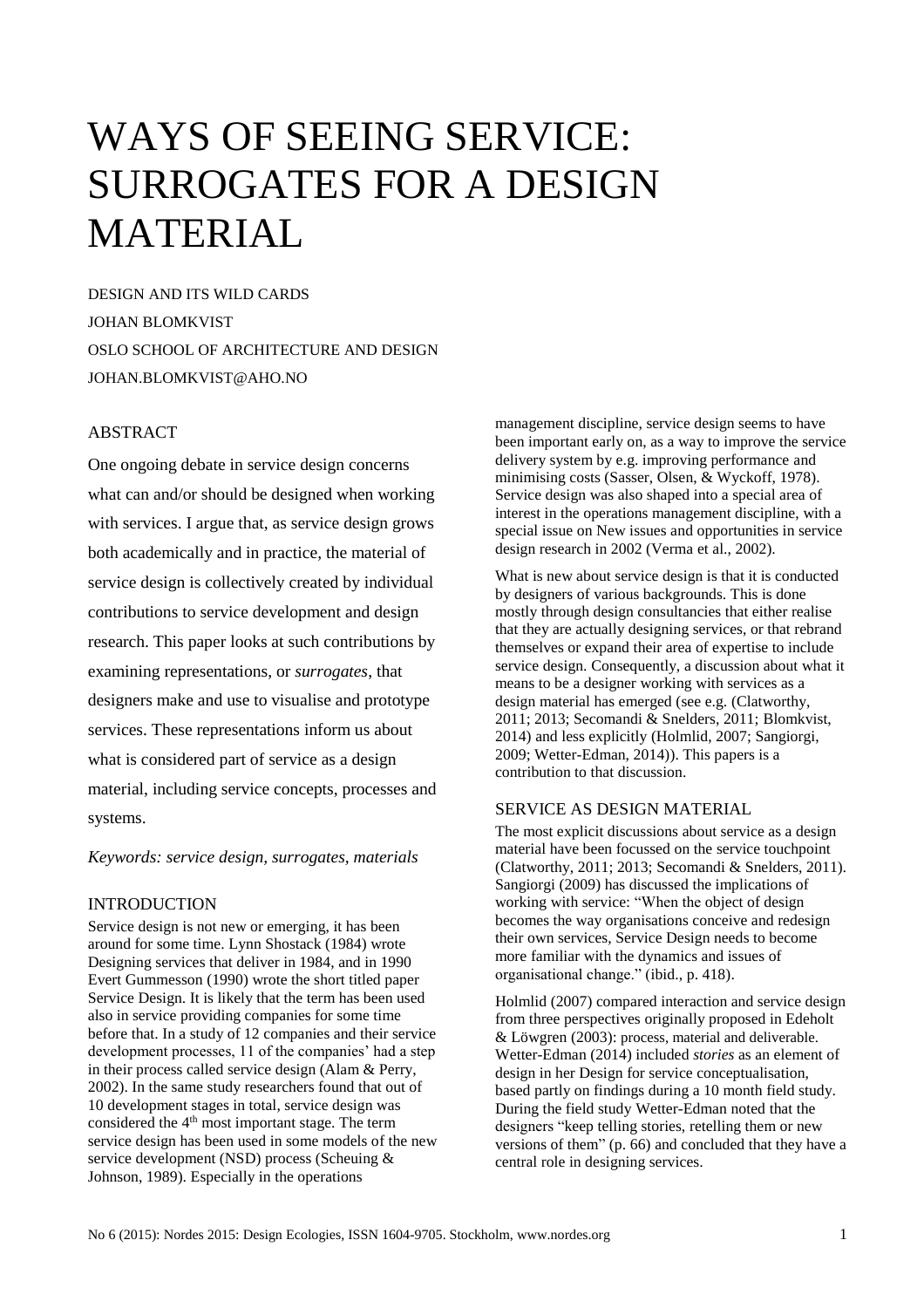# WAYS OF SEEING SERVICE: SURROGATES FOR A DESIGN MATERIAL

DESIGN AND ITS WILD CARDS
JOHAN BLOMKVIST
OSLO SCHOOL OF ARCHITECTURE AND DESIGN
JOHAN.BLOMKVIST@AHO.NO

## ABSTRACT

One ongoing debate in service design concerns what can and/or should be designed when working with services. I argue that, as service design grows both academically and in practice, the material of service design is collectively created by individual contributions to service development and design research. This paper looks at such contributions by examining representations, or *surrogates*, that designers make and use to visualise and prototype services. These representations inform us about what is considered part of service as a design material, including service concepts, processes and systems.

*Keywords: service design, surrogates, materials*

## INTRODUCTION

Service design is not new or emerging, it has been around for some time. Lynn Shostack (1984) wrote Designing services that deliver in 1984, and in 1990 Evert Gummesson (1990) wrote the short titled paper Service Design. It is likely that the term has been used also in service providing companies for some time before that. In a study of 12 companies and their service development processes, 11 of the companies' had a step in their process called service design (Alam & Perry, 2002). In the same study researchers found that out of 10 development stages in total, service design was considered the 4th most important stage. The term service design has been used in some models of the new service development (NSD) process (Scheuing & Johnson, 1989). Especially in the operations management discipline, service design seems to have been important early on, as a way to improve the service delivery system by e.g. improving performance and minimising costs (Sasser, Olsen, & Wyckoff, 1978). Service design was also shaped into a special area of interest in the operations management discipline, with a special issue on New issues and opportunities in service design research in 2002 (Verma et al., 2002).

What is new about service design is that it is conducted by designers of various backgrounds. This is done mostly through design consultancies that either realise that they are actually designing services, or that rebrand themselves or expand their area of expertise to include service design. Consequently, a discussion about what it means to be a designer working with services as a design material has emerged (see e.g. (Clatworthy, 2011; 2013; Secomandi & Snelders, 2011; Blomkvist, 2014) and less explicitly (Holmlid, 2007; Sangiorgi, 2009; Wetter-Edman, 2014)). This papers is a contribution to that discussion.

## SERVICE AS DESIGN MATERIAL

The most explicit discussions about service as a design material have been focussed on the service touchpoint (Clatworthy, 2011; 2013; Secomandi & Snelders, 2011). Sangiorgi (2009) has discussed the implications of working with service: "When the object of design becomes the way organisations conceive and redesign their own services, Service Design needs to become more familiar with the dynamics and issues of organisational change." (ibid., p. 418).

Holmlid (2007) compared interaction and service design from three perspectives originally proposed in Edeholt & Löwgren (2003): process, material and deliverable. Wetter-Edman (2014) included *stories* as an element of design in her Design for service conceptualisation, based partly on findings during a 10 month field study. During the field study Wetter-Edman noted that the designers "keep telling stories, retelling them or new versions of them" (p. 66) and concluded that they have a central role in designing services.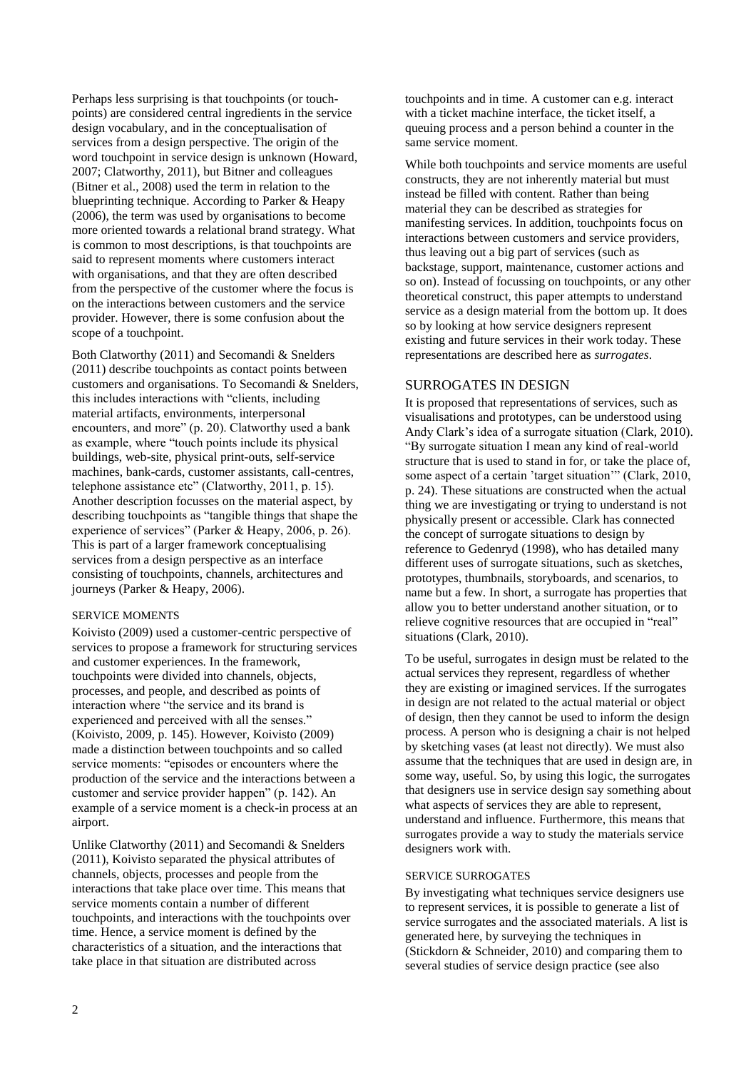Perhaps less surprising is that touchpoints (or touch-points) are considered central ingredients in the service design vocabulary, and in the conceptualisation of services from a design perspective. The origin of the word touchpoint in service design is unknown (Howard, 2007; Clatworthy, 2011), but Bitner and colleagues (Bitner et al., 2008) used the term in relation to the blueprinting technique. According to Parker & Heapy (2006), the term was used by organisations to become more oriented towards a relational brand strategy. What is common to most descriptions, is that touchpoints are said to represent moments where customers interact with organisations, and that they are often described from the perspective of the customer where the focus is on the interactions between customers and the service provider. However, there is some confusion about the scope of a touchpoint.

Both Clatworthy (2011) and Secomandi & Snelders (2011) describe touchpoints as contact points between customers and organisations. To Secomandi & Snelders, this includes interactions with "clients, including material artifacts, environments, interpersonal encounters, and more" (p. 20). Clatworthy used a bank as example, where "touch points include its physical buildings, web-site, physical print-outs, self-service machines, bank-cards, customer assistants, call-centres, telephone assistance etc" (Clatworthy, 2011, p. 15). Another description focusses on the material aspect, by describing touchpoints as "tangible things that shape the experience of services" (Parker & Heapy, 2006, p. 26). This is part of a larger framework conceptualising services from a design perspective as an interface consisting of touchpoints, channels, architectures and journeys (Parker & Heapy, 2006).

### SERVICE MOMENTS

Koivisto (2009) used a customer-centric perspective of services to propose a framework for structuring services and customer experiences. In the framework, touchpoints were divided into channels, objects, processes, and people, and described as points of interaction where "the service and its brand is experienced and perceived with all the senses." (Koivisto, 2009, p. 145). However, Koivisto (2009) made a distinction between touchpoints and so called service moments: "episodes or encounters where the production of the service and the interactions between a customer and service provider happen" (p. 142). An example of a service moment is a check-in process at an airport.

Unlike Clatworthy (2011) and Secomandi & Snelders (2011), Koivisto separated the physical attributes of channels, objects, processes and people from the interactions that take place over time. This means that service moments contain a number of different touchpoints, and interactions with the touchpoints over time. Hence, a service moment is defined by the characteristics of a situation, and the interactions that take place in that situation are distributed across touchpoints and in time. A customer can e.g. interact with a ticket machine interface, the ticket itself, a queuing process and a person behind a counter in the same service moment.

While both touchpoints and service moments are useful constructs, they are not inherently material but must instead be filled with content. Rather than being material they can be described as strategies for manifesting services. In addition, touchpoints focus on interactions between customers and service providers, thus leaving out a big part of services (such as backstage, support, maintenance, customer actions and so on). Instead of focussing on touchpoints, or any other theoretical construct, this paper attempts to understand service as a design material from the bottom up. It does so by looking at how service designers represent existing and future services in their work today. These representations are described here as *surrogates*.

## SURROGATES IN DESIGN

It is proposed that representations of services, such as visualisations and prototypes, can be understood using Andy Clark's idea of a surrogate situation (Clark, 2010). "By surrogate situation I mean any kind of real-world structure that is used to stand in for, or take the place of, some aspect of a certain 'target situation'" (Clark, 2010, p. 24). These situations are constructed when the actual thing we are investigating or trying to understand is not physically present or accessible. Clark has connected the concept of surrogate situations to design by reference to Gedenryd (1998), who has detailed many different uses of surrogate situations, such as sketches, prototypes, thumbnails, storyboards, and scenarios, to name but a few. In short, a surrogate has properties that allow you to better understand another situation, or to relieve cognitive resources that are occupied in "real" situations (Clark, 2010).

To be useful, surrogates in design must be related to the actual services they represent, regardless of whether they are existing or imagined services. If the surrogates in design are not related to the actual material or object of design, then they cannot be used to inform the design process. A person who is designing a chair is not helped by sketching vases (at least not directly). We must also assume that the techniques that are used in design are, in some way, useful. So, by using this logic, the surrogates that designers use in service design say something about what aspects of services they are able to represent, understand and influence. Furthermore, this means that surrogates provide a way to study the materials service designers work with.

### SERVICE SURROGATES

By investigating what techniques service designers use to represent services, it is possible to generate a list of service surrogates and the associated materials. A list is generated here, by surveying the techniques in (Stickdorn & Schneider, 2010) and comparing them to several studies of service design practice (see also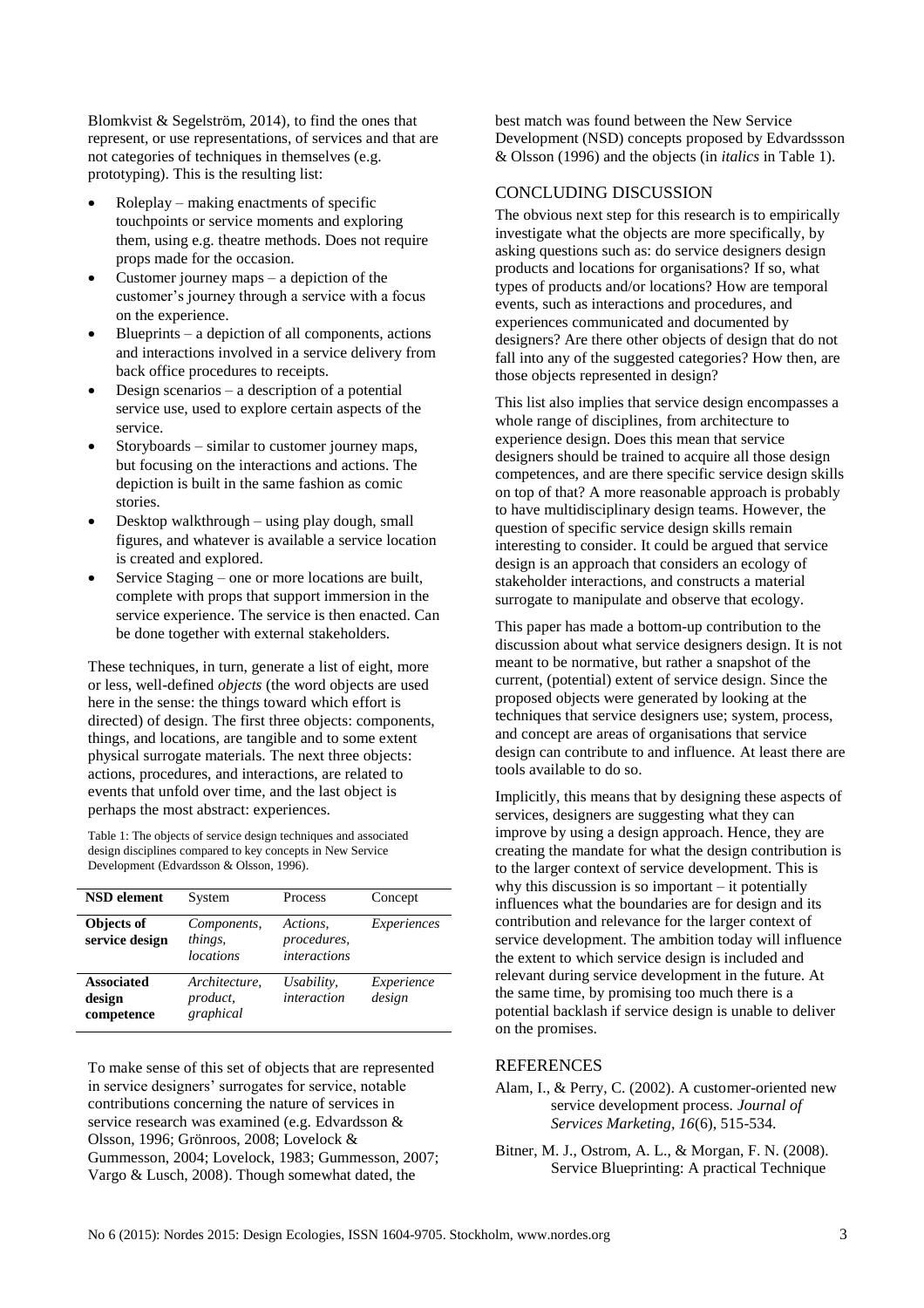Blomkvist & Segelström, 2014), to find the ones that represent, or use representations, of services and that are not categories of techniques in themselves (e.g. prototyping). This is the resulting list:

- Roleplay – making enactments of specific touchpoints or service moments and exploring them, using e.g. theatre methods. Does not require props made for the occasion.
- Customer journey maps – a depiction of the customer's journey through a service with a focus on the experience.
- Blueprints – a depiction of all components, actions and interactions involved in a service delivery from back office procedures to receipts.
- Design scenarios – a description of a potential service use, used to explore certain aspects of the service.
- Storyboards – similar to customer journey maps, but focusing on the interactions and actions. The depiction is built in the same fashion as comic stories.
- Desktop walkthrough – using play dough, small figures, and whatever is available a service location is created and explored.
- Service Staging – one or more locations are built, complete with props that support immersion in the service experience. The service is then enacted. Can be done together with external stakeholders.

These techniques, in turn, generate a list of eight, more or less, well-defined *objects* (the word objects are used here in the sense: the things toward which effort is directed) of design. The first three objects: components, things, and locations, are tangible and to some extent physical surrogate materials. The next three objects: actions, procedures, and interactions, are related to events that unfold over time, and the last object is perhaps the most abstract: experiences.

Table 1: The objects of service design techniques and associated design disciplines compared to key concepts in New Service Development (Edvardsson & Olsson, 1996).

| **NSD element** | System | Process | Concept |
|---|---|---|---|
| **Objects of service design** | *Components, things, locations* | *Actions, procedures, interactions* | *Experiences* |
| **Associated design competence** | *Architecture, product, graphical* | *Usability, interaction* | *Experience design* |

To make sense of this set of objects that are represented in service designers' surrogates for service, notable contributions concerning the nature of services in service research was examined (e.g. Edvardsson & Olsson, 1996; Grönroos, 2008; Lovelock & Gummesson, 2004; Lovelock, 1983; Gummesson, 2007; Vargo & Lusch, 2008). Though somewhat dated, the best match was found between the New Service Development (NSD) concepts proposed by Edvardssson & Olsson (1996) and the objects (in *italics* in Table 1).

## CONCLUDING DISCUSSION

The obvious next step for this research is to empirically investigate what the objects are more specifically, by asking questions such as: do service designers design products and locations for organisations? If so, what types of products and/or locations? How are temporal events, such as interactions and procedures, and experiences communicated and documented by designers? Are there other objects of design that do not fall into any of the suggested categories? How then, are those objects represented in design?

This list also implies that service design encompasses a whole range of disciplines, from architecture to experience design. Does this mean that service designers should be trained to acquire all those design competences, and are there specific service design skills on top of that? A more reasonable approach is probably to have multidisciplinary design teams. However, the question of specific service design skills remain interesting to consider. It could be argued that service design is an approach that considers an ecology of stakeholder interactions, and constructs a material surrogate to manipulate and observe that ecology.

This paper has made a bottom-up contribution to the discussion about what service designers design. It is not meant to be normative, but rather a snapshot of the current, (potential) extent of service design. Since the proposed objects were generated by looking at the techniques that service designers use; system, process, and concept are areas of organisations that service design can contribute to and influence. At least there are tools available to do so.

Implicitly, this means that by designing these aspects of services, designers are suggesting what they can improve by using a design approach. Hence, they are creating the mandate for what the design contribution is to the larger context of service development. This is why this discussion is so important – it potentially influences what the boundaries are for design and its contribution and relevance for the larger context of service development. The ambition today will influence the extent to which service design is included and relevant during service development in the future. At the same time, by promising too much there is a potential backlash if service design is unable to deliver on the promises.

## REFERENCES

Alam, I., & Perry, C. (2002). A customer-oriented new service development process. *Journal of Services Marketing*, *16*(6), 515-534.

Bitner, M. J., Ostrom, A. L., & Morgan, F. N. (2008). Service Blueprinting: A practical Technique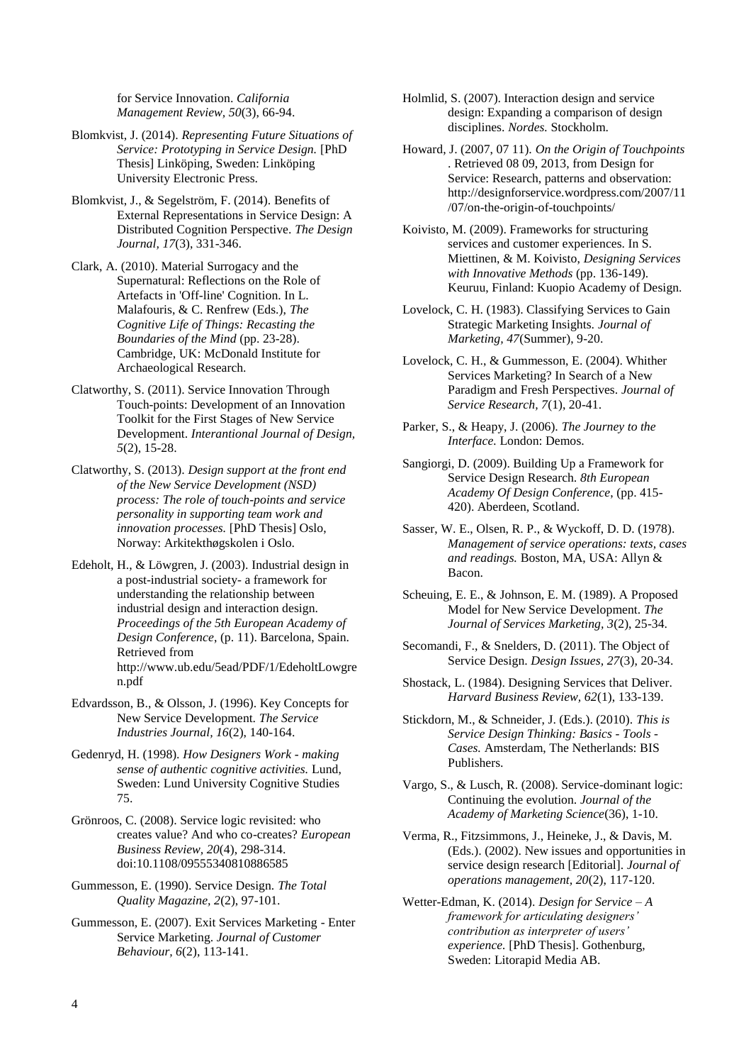for Service Innovation. *California Management Review, 50*(3), 66-94.

Blomkvist, J. (2014). *Representing Future Situations of Service: Prototyping in Service Design.* [PhD Thesis] Linköping, Sweden: Linköping University Electronic Press.

Blomkvist, J., & Segelström, F. (2014). Benefits of External Representations in Service Design: A Distributed Cognition Perspective. *The Design Journal, 17*(3), 331-346.

Clark, A. (2010). Material Surrogacy and the Supernatural: Reflections on the Role of Artefacts in 'Off-line' Cognition. In L. Malafouris, & C. Renfrew (Eds.), *The Cognitive Life of Things: Recasting the Boundaries of the Mind* (pp. 23-28). Cambridge, UK: McDonald Institute for Archaeological Research.

Clatworthy, S. (2011). Service Innovation Through Touch-points: Development of an Innovation Toolkit for the First Stages of New Service Development. *Interantional Journal of Design, 5*(2), 15-28.

Clatworthy, S. (2013). *Design support at the front end of the New Service Development (NSD) process: The role of touch-points and service personality in supporting team work and innovation processes.* [PhD Thesis] Oslo, Norway: Arkitekthøgskolen i Oslo.

Edeholt, H., & Löwgren, J. (2003). Industrial design in a post-industrial society- a framework for understanding the relationship between industrial design and interaction design. *Proceedings of the 5th European Academy of Design Conference*, (p. 11). Barcelona, Spain. Retrieved from http://www.ub.edu/5ead/PDF/1/EdeholtLowgren.pdf

Edvardsson, B., & Olsson, J. (1996). Key Concepts for New Service Development. *The Service Industries Journal, 16*(2), 140-164.

Gedenryd, H. (1998). *How Designers Work - making sense of authentic cognitive activities.* Lund, Sweden: Lund University Cognitive Studies 75.

Grönroos, C. (2008). Service logic revisited: who creates value? And who co-creates? *European Business Review, 20*(4), 298-314. doi:10.1108/09555340810886585

Gummesson, E. (1990). Service Design. *The Total Quality Magazine, 2*(2), 97-101.

Gummesson, E. (2007). Exit Services Marketing - Enter Service Marketing. *Journal of Customer Behaviour, 6*(2), 113-141.

Holmlid, S. (2007). Interaction design and service design: Expanding a comparison of design disciplines. *Nordes.* Stockholm.

Howard, J. (2007, 07 11). *On the Origin of Touchpoints* . Retrieved 08 09, 2013, from Design for Service: Research, patterns and observation: http://designforservice.wordpress.com/2007/11/07/on-the-origin-of-touchpoints/

Koivisto, M. (2009). Frameworks for structuring services and customer experiences. In S. Miettinen, & M. Koivisto, *Designing Services with Innovative Methods* (pp. 136-149). Keuruu, Finland: Kuopio Academy of Design.

Lovelock, C. H. (1983). Classifying Services to Gain Strategic Marketing Insights. *Journal of Marketing, 47*(Summer), 9-20.

Lovelock, C. H., & Gummesson, E. (2004). Whither Services Marketing? In Search of a New Paradigm and Fresh Perspectives. *Journal of Service Research, 7*(1), 20-41.

Parker, S., & Heapy, J. (2006). *The Journey to the Interface.* London: Demos.

Sangiorgi, D. (2009). Building Up a Framework for Service Design Research. *8th European Academy Of Design Conference*, (pp. 415-420). Aberdeen, Scotland.

Sasser, W. E., Olsen, R. P., & Wyckoff, D. D. (1978). *Management of service operations: texts, cases and readings.* Boston, MA, USA: Allyn & Bacon.

Scheuing, E. E., & Johnson, E. M. (1989). A Proposed Model for New Service Development. *The Journal of Services Marketing, 3*(2), 25-34.

Secomandi, F., & Snelders, D. (2011). The Object of Service Design. *Design Issues, 27*(3), 20-34.

Shostack, L. (1984). Designing Services that Deliver. *Harvard Business Review, 62*(1), 133-139.

Stickdorn, M., & Schneider, J. (Eds.). (2010). *This is Service Design Thinking: Basics - Tools - Cases.* Amsterdam, The Netherlands: BIS Publishers.

Vargo, S., & Lusch, R. (2008). Service-dominant logic: Continuing the evolution. *Journal of the Academy of Marketing Science*(36), 1-10.

Verma, R., Fitzsimmons, J., Heineke, J., & Davis, M. (Eds.). (2002). New issues and opportunities in service design research [Editorial]. *Journal of operations management, 20*(2), 117-120.

Wetter-Edman, K. (2014). *Design for Service – A framework for articulating designers' contribution as interpreter of users' experience.* [PhD Thesis]. Gothenburg, Sweden: Litorapid Media AB.